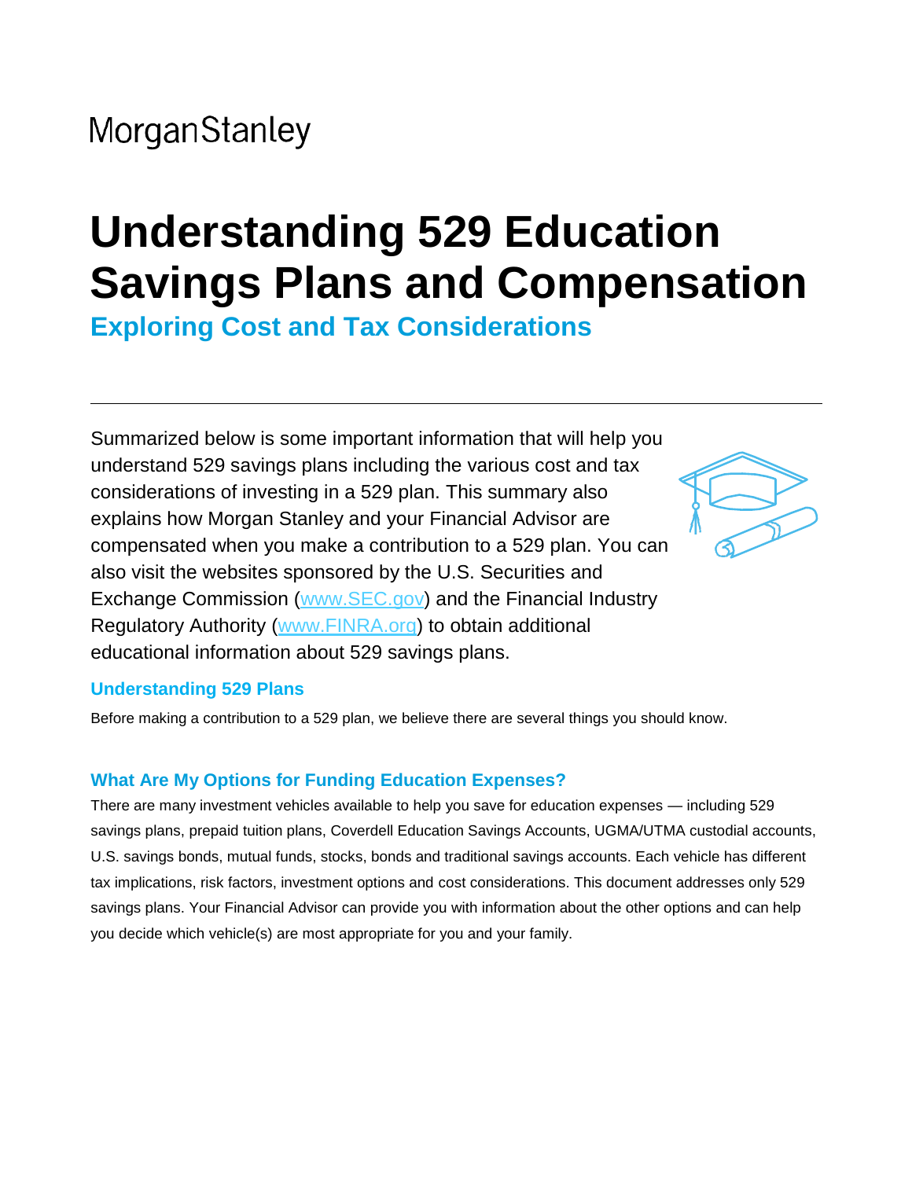MorganStanley

# Understanding 529 Education Savings Plans and Compensation

## Exploring Cost and Tax Considerations

---

Summarized below is some important information that will help you understand 529 savings plans including the various cost and tax considerations of investing in a 529 plan. This summary also explains how Morgan Stanley and your Financial Advisor are compensated when you make a contribution to a 529 plan. You can also visit the websites sponsored by the U.S. Securities and Exchange Commission (www.SEC.gov) and the Financial Industry Regulatory Authority (www.FINRA.org) to obtain additional educational information about 529 savings plans.

### Understanding 529 Plans

Before making a contribution to a 529 plan, we believe there are several things you should know.

### What Are My Options for Funding Education Expenses?

There are many investment vehicles available to help you save for education expenses — including 529 savings plans, prepaid tuition plans, Coverdell Education Savings Accounts, UGMA/UTMA custodial accounts, U.S. savings bonds, mutual funds, stocks, bonds and traditional savings accounts. Each vehicle has different tax implications, risk factors, investment options and cost considerations. This document addresses only 529 savings plans. Your Financial Advisor can provide you with information about the other options and can help you decide which vehicle(s) are most appropriate for you and your family.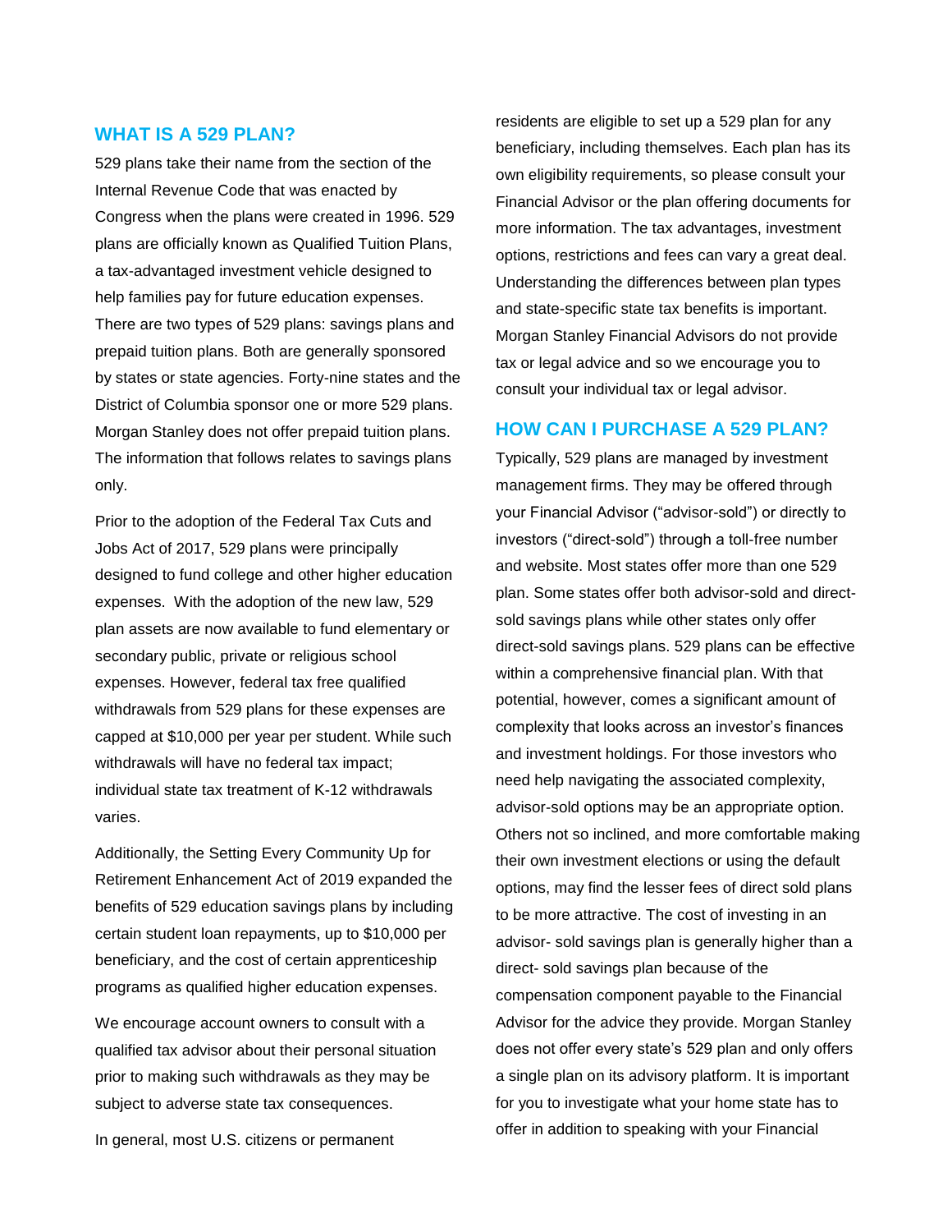## WHAT IS A 529 PLAN?

529 plans take their name from the section of the Internal Revenue Code that was enacted by Congress when the plans were created in 1996. 529 plans are officially known as Qualified Tuition Plans, a tax-advantaged investment vehicle designed to help families pay for future education expenses. There are two types of 529 plans: savings plans and prepaid tuition plans. Both are generally sponsored by states or state agencies. Forty-nine states and the District of Columbia sponsor one or more 529 plans. Morgan Stanley does not offer prepaid tuition plans. The information that follows relates to savings plans only.

Prior to the adoption of the Federal Tax Cuts and Jobs Act of 2017, 529 plans were principally designed to fund college and other higher education expenses. With the adoption of the new law, 529 plan assets are now available to fund elementary or secondary public, private or religious school expenses. However, federal tax free qualified withdrawals from 529 plans for these expenses are capped at $10,000 per year per student. While such withdrawals will have no federal tax impact; individual state tax treatment of K-12 withdrawals varies.

Additionally, the Setting Every Community Up for Retirement Enhancement Act of 2019 expanded the benefits of 529 education savings plans by including certain student loan repayments, up to $10,000 per beneficiary, and the cost of certain apprenticeship programs as qualified higher education expenses.

We encourage account owners to consult with a qualified tax advisor about their personal situation prior to making such withdrawals as they may be subject to adverse state tax consequences.

In general, most U.S. citizens or permanent residents are eligible to set up a 529 plan for any beneficiary, including themselves. Each plan has its own eligibility requirements, so please consult your Financial Advisor or the plan offering documents for more information. The tax advantages, investment options, restrictions and fees can vary a great deal. Understanding the differences between plan types and state-specific state tax benefits is important. Morgan Stanley Financial Advisors do not provide tax or legal advice and so we encourage you to consult your individual tax or legal advisor.

## HOW CAN I PURCHASE A 529 PLAN?

Typically, 529 plans are managed by investment management firms. They may be offered through your Financial Advisor ("advisor-sold") or directly to investors ("direct-sold") through a toll-free number and website. Most states offer more than one 529 plan. Some states offer both advisor-sold and direct-sold savings plans while other states only offer direct-sold savings plans. 529 plans can be effective within a comprehensive financial plan. With that potential, however, comes a significant amount of complexity that looks across an investor's finances and investment holdings. For those investors who need help navigating the associated complexity, advisor-sold options may be an appropriate option. Others not so inclined, and more comfortable making their own investment elections or using the default options, may find the lesser fees of direct sold plans to be more attractive. The cost of investing in an advisor- sold savings plan is generally higher than a direct- sold savings plan because of the compensation component payable to the Financial Advisor for the advice they provide. Morgan Stanley does not offer every state's 529 plan and only offers a single plan on its advisory platform. It is important for you to investigate what your home state has to offer in addition to speaking with your Financial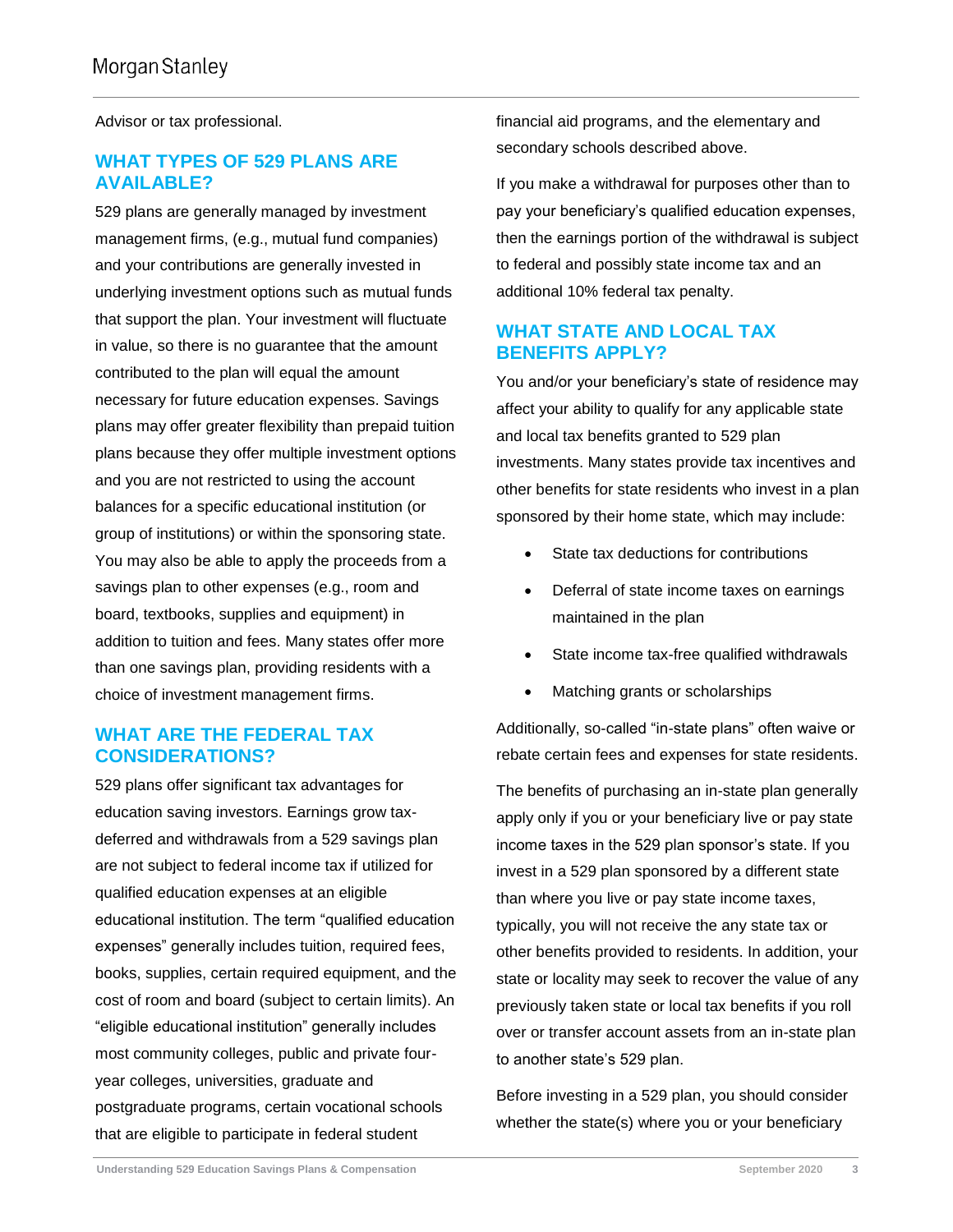Advisor or tax professional.

## WHAT TYPES OF 529 PLANS ARE AVAILABLE?

529 plans are generally managed by investment management firms, (e.g., mutual fund companies) and your contributions are generally invested in underlying investment options such as mutual funds that support the plan. Your investment will fluctuate in value, so there is no guarantee that the amount contributed to the plan will equal the amount necessary for future education expenses. Savings plans may offer greater flexibility than prepaid tuition plans because they offer multiple investment options and you are not restricted to using the account balances for a specific educational institution (or group of institutions) or within the sponsoring state. You may also be able to apply the proceeds from a savings plan to other expenses (e.g., room and board, textbooks, supplies and equipment) in addition to tuition and fees. Many states offer more than one savings plan, providing residents with a choice of investment management firms.

## WHAT ARE THE FEDERAL TAX CONSIDERATIONS?

529 plans offer significant tax advantages for education saving investors. Earnings grow tax-deferred and withdrawals from a 529 savings plan are not subject to federal income tax if utilized for qualified education expenses at an eligible educational institution. The term "qualified education expenses" generally includes tuition, required fees, books, supplies, certain required equipment, and the cost of room and board (subject to certain limits). An "eligible educational institution" generally includes most community colleges, public and private four-year colleges, universities, graduate and postgraduate programs, certain vocational schools that are eligible to participate in federal student financial aid programs, and the elementary and secondary schools described above.

If you make a withdrawal for purposes other than to pay your beneficiary's qualified education expenses, then the earnings portion of the withdrawal is subject to federal and possibly state income tax and an additional 10% federal tax penalty.

## WHAT STATE AND LOCAL TAX BENEFITS APPLY?

You and/or your beneficiary's state of residence may affect your ability to qualify for any applicable state and local tax benefits granted to 529 plan investments. Many states provide tax incentives and other benefits for state residents who invest in a plan sponsored by their home state, which may include:

- State tax deductions for contributions
- Deferral of state income taxes on earnings maintained in the plan
- State income tax-free qualified withdrawals
- Matching grants or scholarships

Additionally, so-called "in-state plans" often waive or rebate certain fees and expenses for state residents.

The benefits of purchasing an in-state plan generally apply only if you or your beneficiary live or pay state income taxes in the 529 plan sponsor's state. If you invest in a 529 plan sponsored by a different state than where you live or pay state income taxes, typically, you will not receive the any state tax or other benefits provided to residents. In addition, your state or locality may seek to recover the value of any previously taken state or local tax benefits if you roll over or transfer account assets from an in-state plan to another state's 529 plan.

Before investing in a 529 plan, you should consider whether the state(s) where you or your beneficiary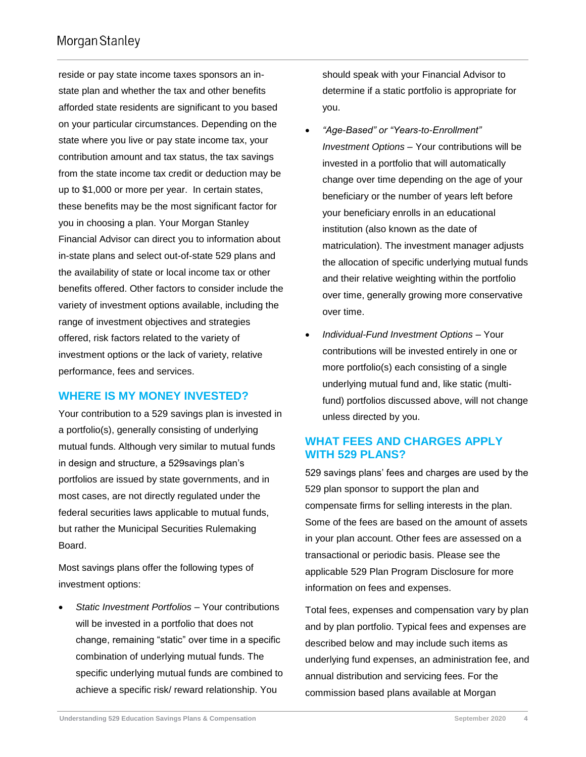reside or pay state income taxes sponsors an in-state plan and whether the tax and other benefits afforded state residents are significant to you based on your particular circumstances. Depending on the state where you live or pay state income tax, your contribution amount and tax status, the tax savings from the state income tax credit or deduction may be up to $1,000 or more per year. In certain states, these benefits may be the most significant factor for you in choosing a plan. Your Morgan Stanley Financial Advisor can direct you to information about in-state plans and select out-of-state 529 plans and the availability of state or local income tax or other benefits offered. Other factors to consider include the variety of investment options available, including the range of investment objectives and strategies offered, risk factors related to the variety of investment options or the lack of variety, relative performance, fees and services.

## WHERE IS MY MONEY INVESTED?

Your contribution to a 529 savings plan is invested in a portfolio(s), generally consisting of underlying mutual funds. Although very similar to mutual funds in design and structure, a 529savings plan's portfolios are issued by state governments, and in most cases, are not directly regulated under the federal securities laws applicable to mutual funds, but rather the Municipal Securities Rulemaking Board.

Most savings plans offer the following types of investment options:

- *Static Investment Portfolios* – Your contributions will be invested in a portfolio that does not change, remaining "static" over time in a specific combination of underlying mutual funds. The specific underlying mutual funds are combined to achieve a specific risk/ reward relationship. You should speak with your Financial Advisor to determine if a static portfolio is appropriate for you.
- *"Age-Based" or "Years-to-Enrollment" Investment Options* – Your contributions will be invested in a portfolio that will automatically change over time depending on the age of your beneficiary or the number of years left before your beneficiary enrolls in an educational institution (also known as the date of matriculation). The investment manager adjusts the allocation of specific underlying mutual funds and their relative weighting within the portfolio over time, generally growing more conservative over time.
- *Individual-Fund Investment Options* – Your contributions will be invested entirely in one or more portfolio(s) each consisting of a single underlying mutual fund and, like static (multi-fund) portfolios discussed above, will not change unless directed by you.

## WHAT FEES AND CHARGES APPLY WITH 529 PLANS?

529 savings plans' fees and charges are used by the 529 plan sponsor to support the plan and compensate firms for selling interests in the plan. Some of the fees are based on the amount of assets in your plan account. Other fees are assessed on a transactional or periodic basis. Please see the applicable 529 Plan Program Disclosure for more information on fees and expenses.

Total fees, expenses and compensation vary by plan and by plan portfolio. Typical fees and expenses are described below and may include such items as underlying fund expenses, an administration fee, and annual distribution and servicing fees. For the commission based plans available at Morgan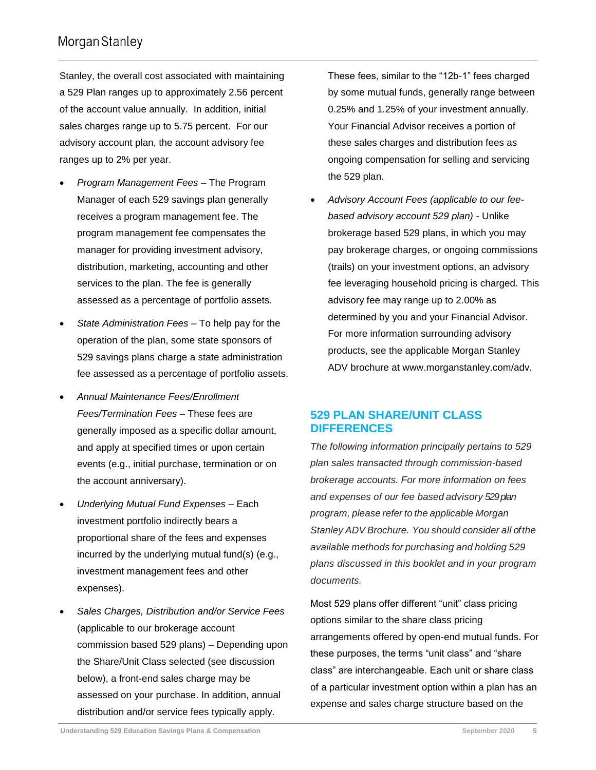Stanley, the overall cost associated with maintaining a 529 Plan ranges up to approximately 2.56 percent of the account value annually. In addition, initial sales charges range up to 5.75 percent. For our advisory account plan, the account advisory fee ranges up to 2% per year.

- *Program Management Fees* – The Program Manager of each 529 savings plan generally receives a program management fee. The program management fee compensates the manager for providing investment advisory, distribution, marketing, accounting and other services to the plan. The fee is generally assessed as a percentage of portfolio assets.
- *State Administration Fees* – To help pay for the operation of the plan, some state sponsors of 529 savings plans charge a state administration fee assessed as a percentage of portfolio assets.
- *Annual Maintenance Fees/Enrollment Fees/Termination Fees* – These fees are generally imposed as a specific dollar amount, and apply at specified times or upon certain events (e.g., initial purchase, termination or on the account anniversary).
- *Underlying Mutual Fund Expenses* – Each investment portfolio indirectly bears a proportional share of the fees and expenses incurred by the underlying mutual fund(s) (e.g., investment management fees and other expenses).
- *Sales Charges, Distribution and/or Service Fees* (applicable to our brokerage account commission based 529 plans) – Depending upon the Share/Unit Class selected (see discussion below), a front-end sales charge may be assessed on your purchase. In addition, annual distribution and/or service fees typically apply. These fees, similar to the "12b-1" fees charged by some mutual funds, generally range between 0.25% and 1.25% of your investment annually. Your Financial Advisor receives a portion of these sales charges and distribution fees as ongoing compensation for selling and servicing the 529 plan.
- *Advisory Account Fees (applicable to our fee-based advisory account 529 plan)* - Unlike brokerage based 529 plans, in which you may pay brokerage charges, or ongoing commissions (trails) on your investment options, an advisory fee leveraging household pricing is charged. This advisory fee may range up to 2.00% as determined by you and your Financial Advisor. For more information surrounding advisory products, see the applicable Morgan Stanley ADV brochure at www.morganstanley.com/adv.

## 529 PLAN SHARE/UNIT CLASS DIFFERENCES

*The following information principally pertains to 529 plan sales transacted through commission-based brokerage accounts. For more information on fees and expenses of our fee based advisory 529 plan program, please refer to the applicable Morgan Stanley ADV Brochure. You should consider all of the available methods for purchasing and holding 529 plans discussed in this booklet and in your program documents.*

Most 529 plans offer different "unit" class pricing options similar to the share class pricing arrangements offered by open-end mutual funds. For these purposes, the terms "unit class" and "share class" are interchangeable. Each unit or share class of a particular investment option within a plan has an expense and sales charge structure based on the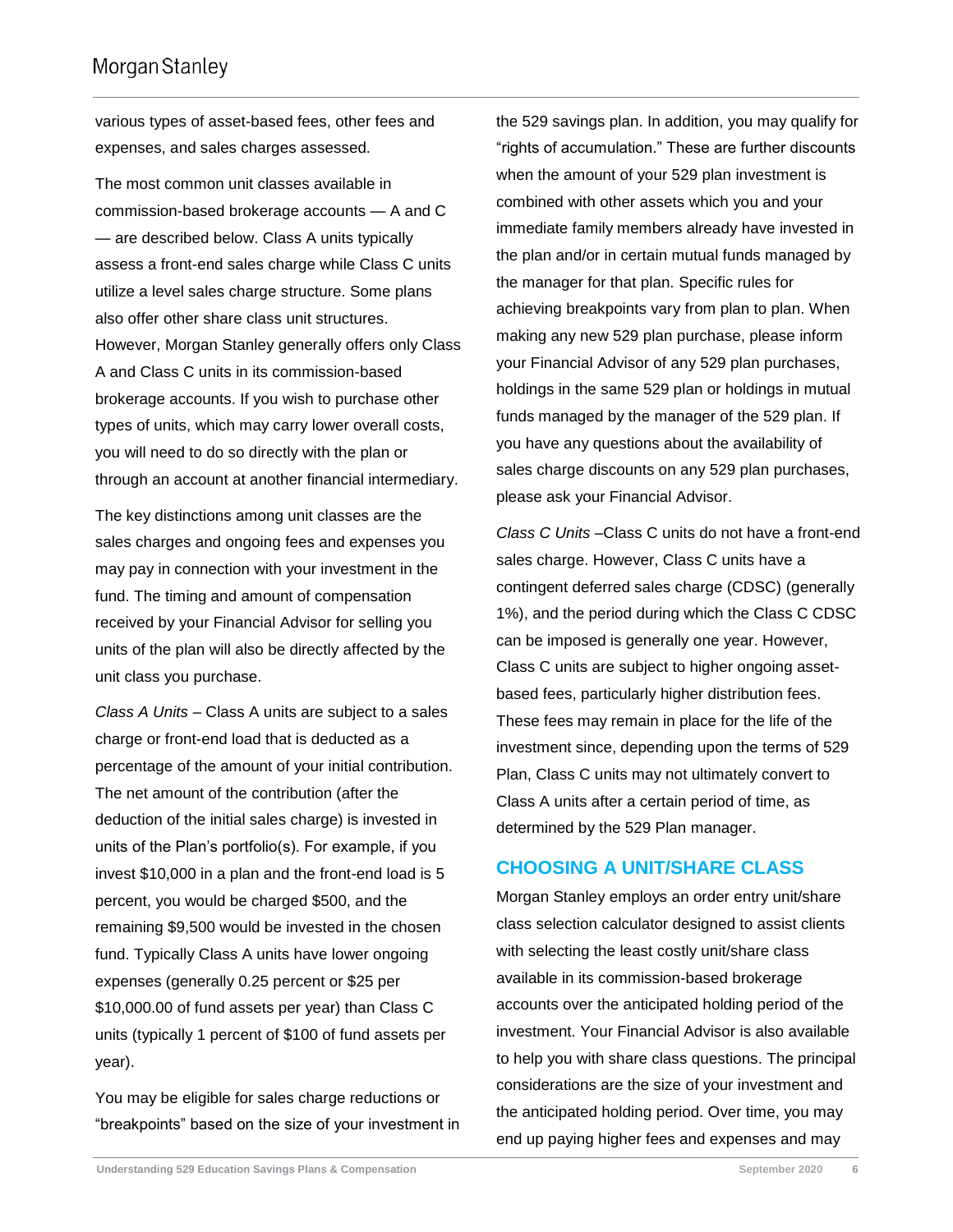various types of asset-based fees, other fees and expenses, and sales charges assessed.

The most common unit classes available in commission-based brokerage accounts — A and C — are described below. Class A units typically assess a front-end sales charge while Class C units utilize a level sales charge structure. Some plans also offer other share class unit structures. However, Morgan Stanley generally offers only Class A and Class C units in its commission-based brokerage accounts. If you wish to purchase other types of units, which may carry lower overall costs, you will need to do so directly with the plan or through an account at another financial intermediary.

The key distinctions among unit classes are the sales charges and ongoing fees and expenses you may pay in connection with your investment in the fund. The timing and amount of compensation received by your Financial Advisor for selling you units of the plan will also be directly affected by the unit class you purchase.

*Class A Units* – Class A units are subject to a sales charge or front-end load that is deducted as a percentage of the amount of your initial contribution. The net amount of the contribution (after the deduction of the initial sales charge) is invested in units of the Plan's portfolio(s). For example, if you invest $10,000 in a plan and the front-end load is 5 percent, you would be charged $500, and the remaining $9,500 would be invested in the chosen fund. Typically Class A units have lower ongoing expenses (generally 0.25 percent or $25 per $10,000.00 of fund assets per year) than Class C units (typically 1 percent of $100 of fund assets per year).

You may be eligible for sales charge reductions or "breakpoints" based on the size of your investment in the 529 savings plan. In addition, you may qualify for "rights of accumulation." These are further discounts when the amount of your 529 plan investment is combined with other assets which you and your immediate family members already have invested in the plan and/or in certain mutual funds managed by the manager for that plan. Specific rules for achieving breakpoints vary from plan to plan. When making any new 529 plan purchase, please inform your Financial Advisor of any 529 plan purchases, holdings in the same 529 plan or holdings in mutual funds managed by the manager of the 529 plan. If you have any questions about the availability of sales charge discounts on any 529 plan purchases, please ask your Financial Advisor.

*Class C Units* –Class C units do not have a front-end sales charge. However, Class C units have a contingent deferred sales charge (CDSC) (generally 1%), and the period during which the Class C CDSC can be imposed is generally one year. However, Class C units are subject to higher ongoing asset-based fees, particularly higher distribution fees. These fees may remain in place for the life of the investment since, depending upon the terms of 529 Plan, Class C units may not ultimately convert to Class A units after a certain period of time, as determined by the 529 Plan manager.

## CHOOSING A UNIT/SHARE CLASS

Morgan Stanley employs an order entry unit/share class selection calculator designed to assist clients with selecting the least costly unit/share class available in its commission-based brokerage accounts over the anticipated holding period of the investment. Your Financial Advisor is also available to help you with share class questions. The principal considerations are the size of your investment and the anticipated holding period. Over time, you may end up paying higher fees and expenses and may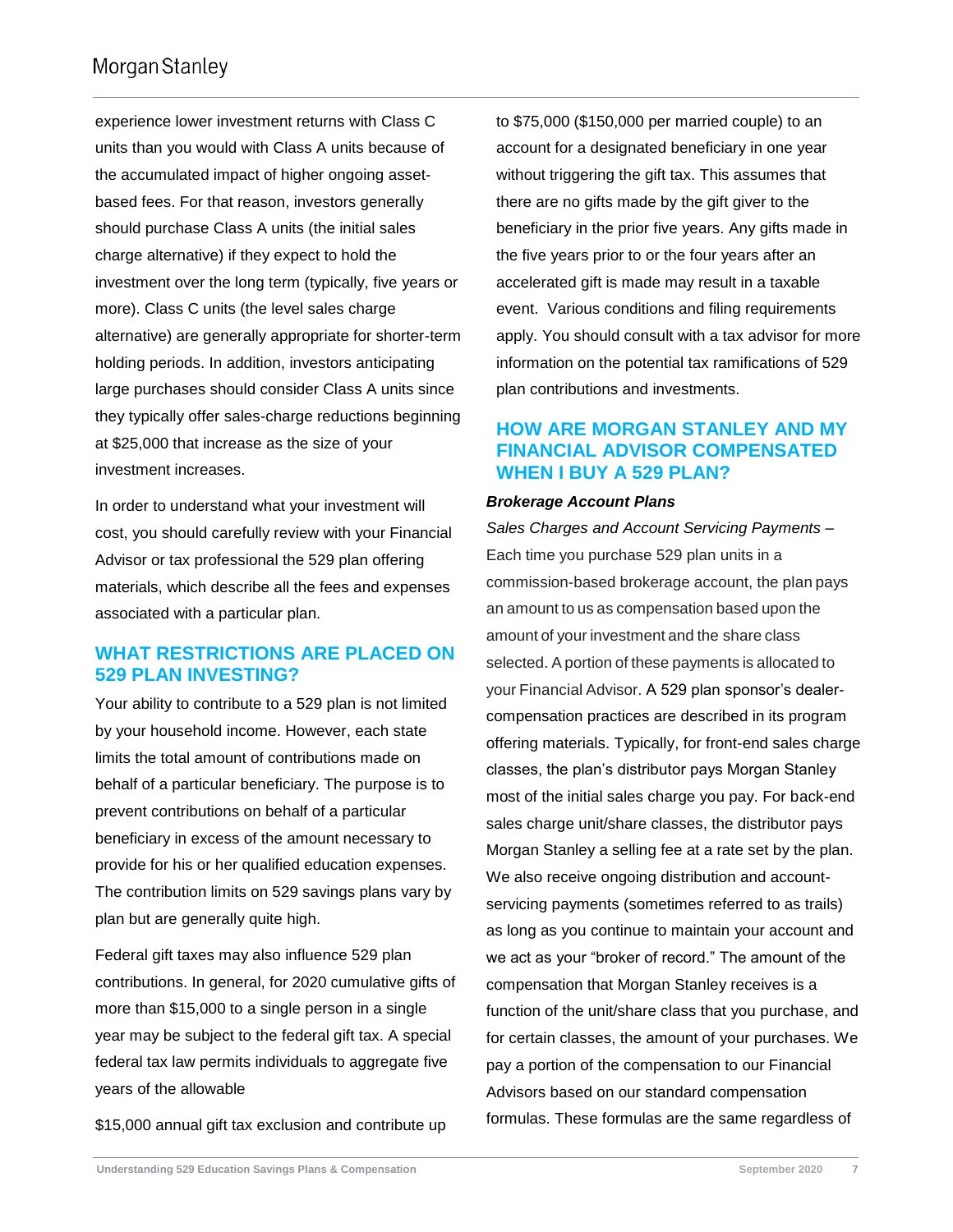experience lower investment returns with Class C units than you would with Class A units because of the accumulated impact of higher ongoing asset-based fees. For that reason, investors generally should purchase Class A units (the initial sales charge alternative) if they expect to hold the investment over the long term (typically, five years or more). Class C units (the level sales charge alternative) are generally appropriate for shorter-term holding periods. In addition, investors anticipating large purchases should consider Class A units since they typically offer sales-charge reductions beginning at $25,000 that increase as the size of your investment increases.

In order to understand what your investment will cost, you should carefully review with your Financial Advisor or tax professional the 529 plan offering materials, which describe all the fees and expenses associated with a particular plan.

## WHAT RESTRICTIONS ARE PLACED ON 529 PLAN INVESTING?

Your ability to contribute to a 529 plan is not limited by your household income. However, each state limits the total amount of contributions made on behalf of a particular beneficiary. The purpose is to prevent contributions on behalf of a particular beneficiary in excess of the amount necessary to provide for his or her qualified education expenses. The contribution limits on 529 savings plans vary by plan but are generally quite high.

Federal gift taxes may also influence 529 plan contributions. In general, for 2020 cumulative gifts of more than $15,000 to a single person in a single year may be subject to the federal gift tax. A special federal tax law permits individuals to aggregate five years of the allowable

$15,000 annual gift tax exclusion and contribute up to $75,000 ($150,000 per married couple) to an account for a designated beneficiary in one year without triggering the gift tax. This assumes that there are no gifts made by the gift giver to the beneficiary in the prior five years. Any gifts made in the five years prior to or the four years after an accelerated gift is made may result in a taxable event. Various conditions and filing requirements apply. You should consult with a tax advisor for more information on the potential tax ramifications of 529 plan contributions and investments.

## HOW ARE MORGAN STANLEY AND MY FINANCIAL ADVISOR COMPENSATED WHEN I BUY A 529 PLAN?

***Brokerage Account Plans***

*Sales Charges and Account Servicing Payments* – Each time you purchase 529 plan units in a commission-based brokerage account, the plan pays an amount to us as compensation based upon the amount of your investment and the share class selected. A portion of these payments is allocated to your Financial Advisor. A 529 plan sponsor's dealer-compensation practices are described in its program offering materials. Typically, for front-end sales charge classes, the plan's distributor pays Morgan Stanley most of the initial sales charge you pay. For back-end sales charge unit/share classes, the distributor pays Morgan Stanley a selling fee at a rate set by the plan. We also receive ongoing distribution and account-servicing payments (sometimes referred to as trails) as long as you continue to maintain your account and we act as your "broker of record." The amount of the compensation that Morgan Stanley receives is a function of the unit/share class that you purchase, and for certain classes, the amount of your purchases. We pay a portion of the compensation to our Financial Advisors based on our standard compensation formulas. These formulas are the same regardless of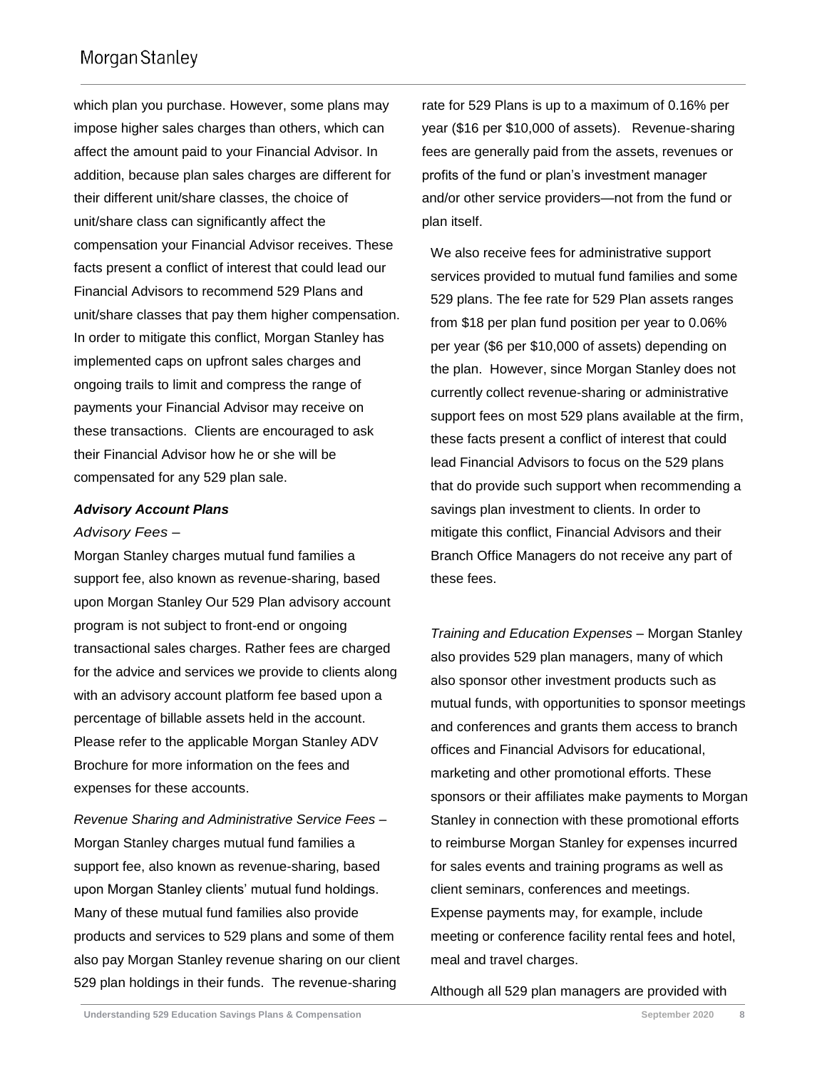which plan you purchase. However, some plans may impose higher sales charges than others, which can affect the amount paid to your Financial Advisor. In addition, because plan sales charges are different for their different unit/share classes, the choice of unit/share class can significantly affect the compensation your Financial Advisor receives. These facts present a conflict of interest that could lead our Financial Advisors to recommend 529 Plans and unit/share classes that pay them higher compensation. In order to mitigate this conflict, Morgan Stanley has implemented caps on upfront sales charges and ongoing trails to limit and compress the range of payments your Financial Advisor may receive on these transactions. Clients are encouraged to ask their Financial Advisor how he or she will be compensated for any 529 plan sale.

***Advisory Account Plans***

*Advisory Fees* –

Morgan Stanley charges mutual fund families a support fee, also known as revenue-sharing, based upon Morgan Stanley Our 529 Plan advisory account program is not subject to front-end or ongoing transactional sales charges. Rather fees are charged for the advice and services we provide to clients along with an advisory account platform fee based upon a percentage of billable assets held in the account. Please refer to the applicable Morgan Stanley ADV Brochure for more information on the fees and expenses for these accounts.

*Revenue Sharing and Administrative Service Fees* – Morgan Stanley charges mutual fund families a support fee, also known as revenue-sharing, based upon Morgan Stanley clients' mutual fund holdings. Many of these mutual fund families also provide products and services to 529 plans and some of them also pay Morgan Stanley revenue sharing on our client 529 plan holdings in their funds. The revenue-sharing rate for 529 Plans is up to a maximum of 0.16% per year ($16 per $10,000 of assets). Revenue-sharing fees are generally paid from the assets, revenues or profits of the fund or plan's investment manager and/or other service providers—not from the fund or plan itself.

We also receive fees for administrative support services provided to mutual fund families and some 529 plans. The fee rate for 529 Plan assets ranges from $18 per plan fund position per year to 0.06% per year ($6 per $10,000 of assets) depending on the plan. However, since Morgan Stanley does not currently collect revenue-sharing or administrative support fees on most 529 plans available at the firm, these facts present a conflict of interest that could lead Financial Advisors to focus on the 529 plans that do provide such support when recommending a savings plan investment to clients. In order to mitigate this conflict, Financial Advisors and their Branch Office Managers do not receive any part of these fees.

*Training and Education Expenses* – Morgan Stanley also provides 529 plan managers, many of which also sponsor other investment products such as mutual funds, with opportunities to sponsor meetings and conferences and grants them access to branch offices and Financial Advisors for educational, marketing and other promotional efforts. These sponsors or their affiliates make payments to Morgan Stanley in connection with these promotional efforts to reimburse Morgan Stanley for expenses incurred for sales events and training programs as well as client seminars, conferences and meetings. Expense payments may, for example, include meeting or conference facility rental fees and hotel, meal and travel charges.

Although all 529 plan managers are provided with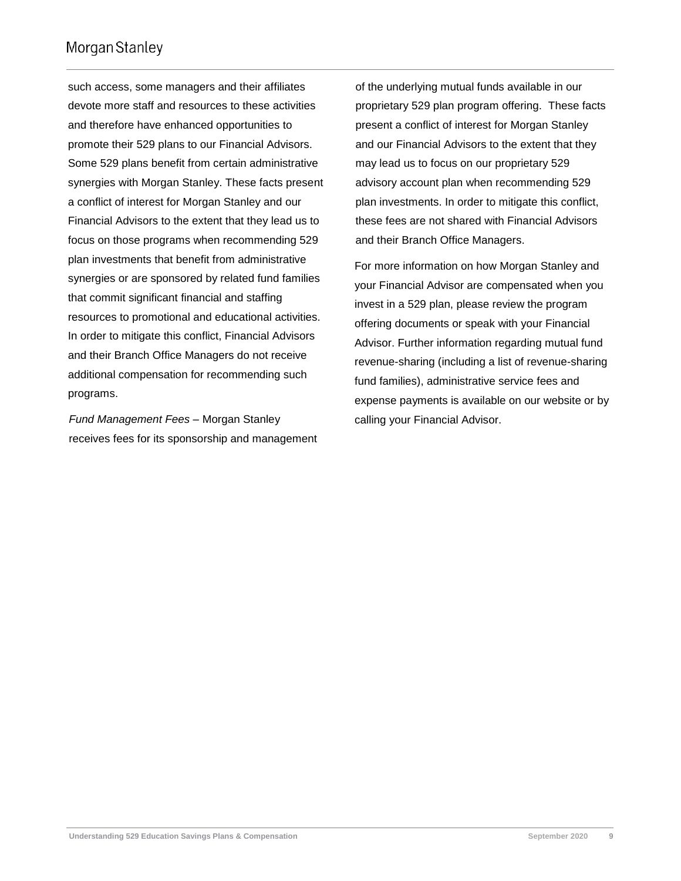such access, some managers and their affiliates devote more staff and resources to these activities and therefore have enhanced opportunities to promote their 529 plans to our Financial Advisors. Some 529 plans benefit from certain administrative synergies with Morgan Stanley. These facts present a conflict of interest for Morgan Stanley and our Financial Advisors to the extent that they lead us to focus on those programs when recommending 529 plan investments that benefit from administrative synergies or are sponsored by related fund families that commit significant financial and staffing resources to promotional and educational activities. In order to mitigate this conflict, Financial Advisors and their Branch Office Managers do not receive additional compensation for recommending such programs.

*Fund Management Fees* – Morgan Stanley receives fees for its sponsorship and management of the underlying mutual funds available in our proprietary 529 plan program offering. These facts present a conflict of interest for Morgan Stanley and our Financial Advisors to the extent that they may lead us to focus on our proprietary 529 advisory account plan when recommending 529 plan investments. In order to mitigate this conflict, these fees are not shared with Financial Advisors and their Branch Office Managers.

For more information on how Morgan Stanley and your Financial Advisor are compensated when you invest in a 529 plan, please review the program offering documents or speak with your Financial Advisor. Further information regarding mutual fund revenue-sharing (including a list of revenue-sharing fund families), administrative service fees and expense payments is available on our website or by calling your Financial Advisor.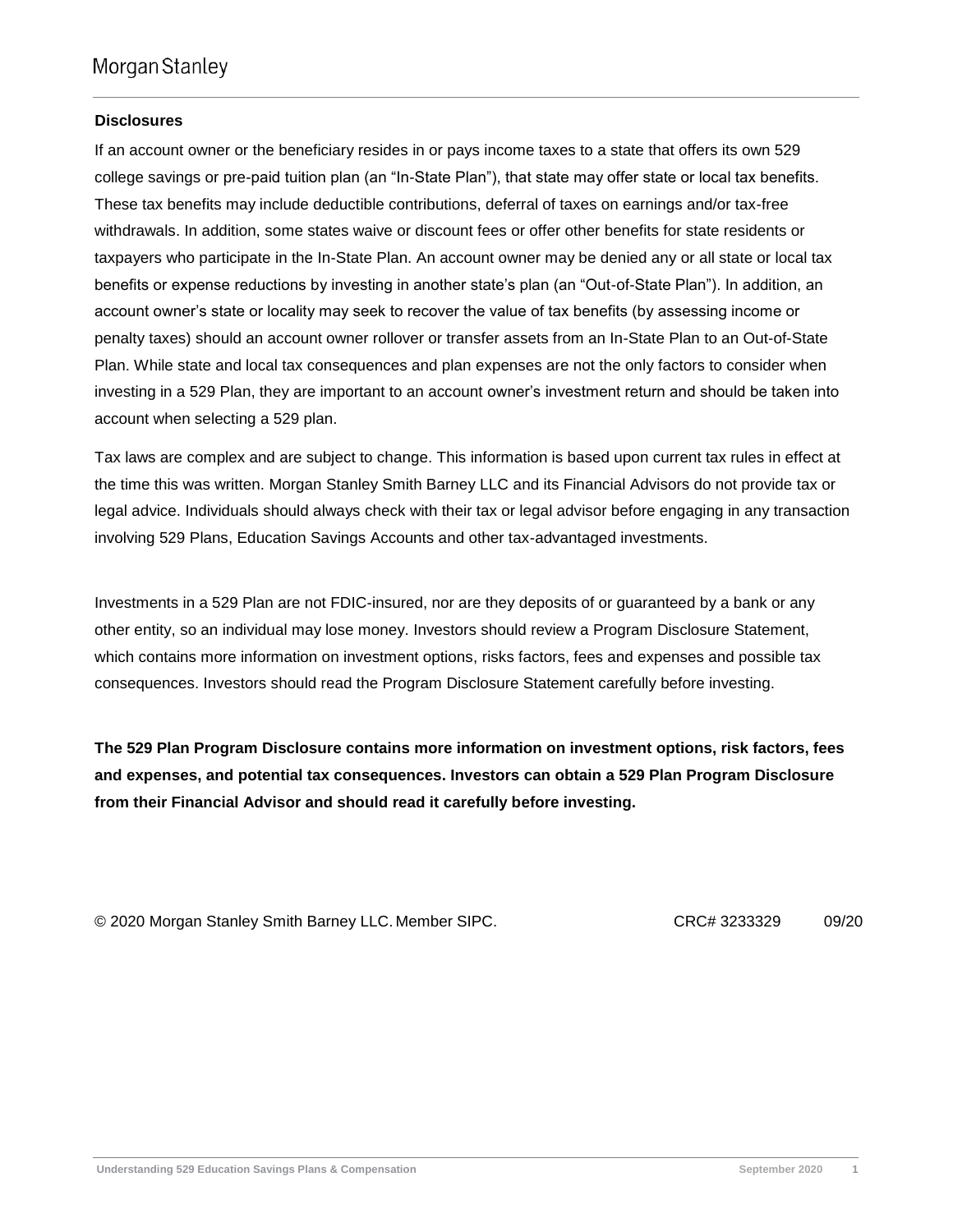### Disclosures

If an account owner or the beneficiary resides in or pays income taxes to a state that offers its own 529 college savings or pre-paid tuition plan (an "In-State Plan"), that state may offer state or local tax benefits. These tax benefits may include deductible contributions, deferral of taxes on earnings and/or tax-free withdrawals. In addition, some states waive or discount fees or offer other benefits for state residents or taxpayers who participate in the In-State Plan. An account owner may be denied any or all state or local tax benefits or expense reductions by investing in another state's plan (an "Out-of-State Plan"). In addition, an account owner's state or locality may seek to recover the value of tax benefits (by assessing income or penalty taxes) should an account owner rollover or transfer assets from an In-State Plan to an Out-of-State Plan. While state and local tax consequences and plan expenses are not the only factors to consider when investing in a 529 Plan, they are important to an account owner's investment return and should be taken into account when selecting a 529 plan.

Tax laws are complex and are subject to change. This information is based upon current tax rules in effect at the time this was written. Morgan Stanley Smith Barney LLC and its Financial Advisors do not provide tax or legal advice. Individuals should always check with their tax or legal advisor before engaging in any transaction involving 529 Plans, Education Savings Accounts and other tax-advantaged investments.

Investments in a 529 Plan are not FDIC-insured, nor are they deposits of or guaranteed by a bank or any other entity, so an individual may lose money. Investors should review a Program Disclosure Statement, which contains more information on investment options, risks factors, fees and expenses and possible tax consequences. Investors should read the Program Disclosure Statement carefully before investing.

**The 529 Plan Program Disclosure contains more information on investment options, risk factors, fees and expenses, and potential tax consequences. Investors can obtain a 529 Plan Program Disclosure from their Financial Advisor and should read it carefully before investing.**

© 2020 Morgan Stanley Smith Barney LLC. Member SIPC. CRC# 3233329 09/20